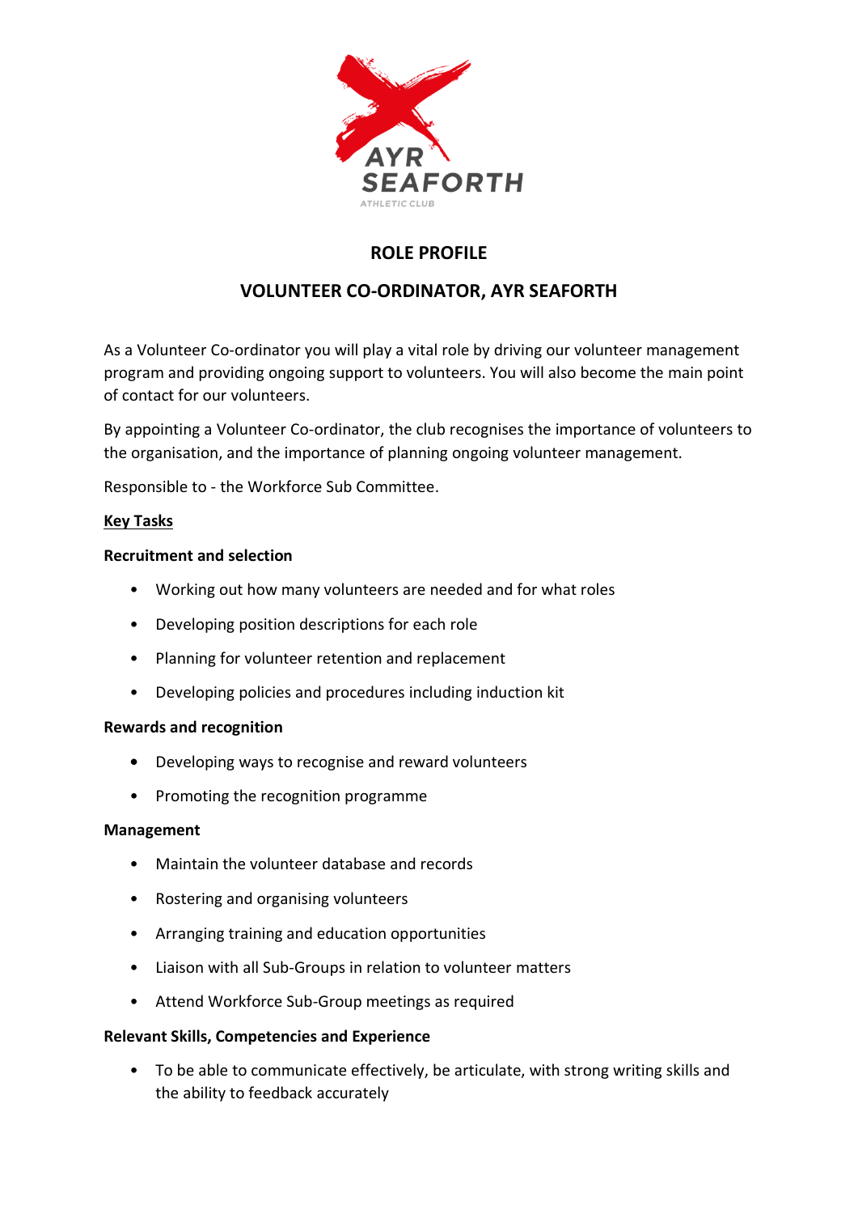# ROLE PROFILE

## VOLUNTEER CO-ORDINATOR, AYR SEAFORTH

As a Volunteer Co-ordinator you will play a vital role by driving our volunteer management program and providing ongoing support to volunteers. You will also become the main point of contact for our volunteers.

By appointing a Volunteer Co-ordinator, the club recognises the importance of volunteers to the organisation, and the importance of planning ongoing volunteer management.

Responsible to - the Workforce Sub Committee.

**Key Tasks**

**Recruitment and selection**

- Working out how many volunteers are needed and for what roles
- Developing position descriptions for each role
- Planning for volunteer retention and replacement
- Developing policies and procedures including induction kit

**Rewards and recognition**

- Developing ways to recognise and reward volunteers
- Promoting the recognition programme

**Management**

- Maintain the volunteer database and records
- Rostering and organising volunteers
- Arranging training and education opportunities
- Liaison with all Sub-Groups in relation to volunteer matters
- Attend Workforce Sub-Group meetings as required

**Relevant Skills, Competencies and Experience**

- To be able to communicate effectively, be articulate, with strong writing skills and the ability to feedback accurately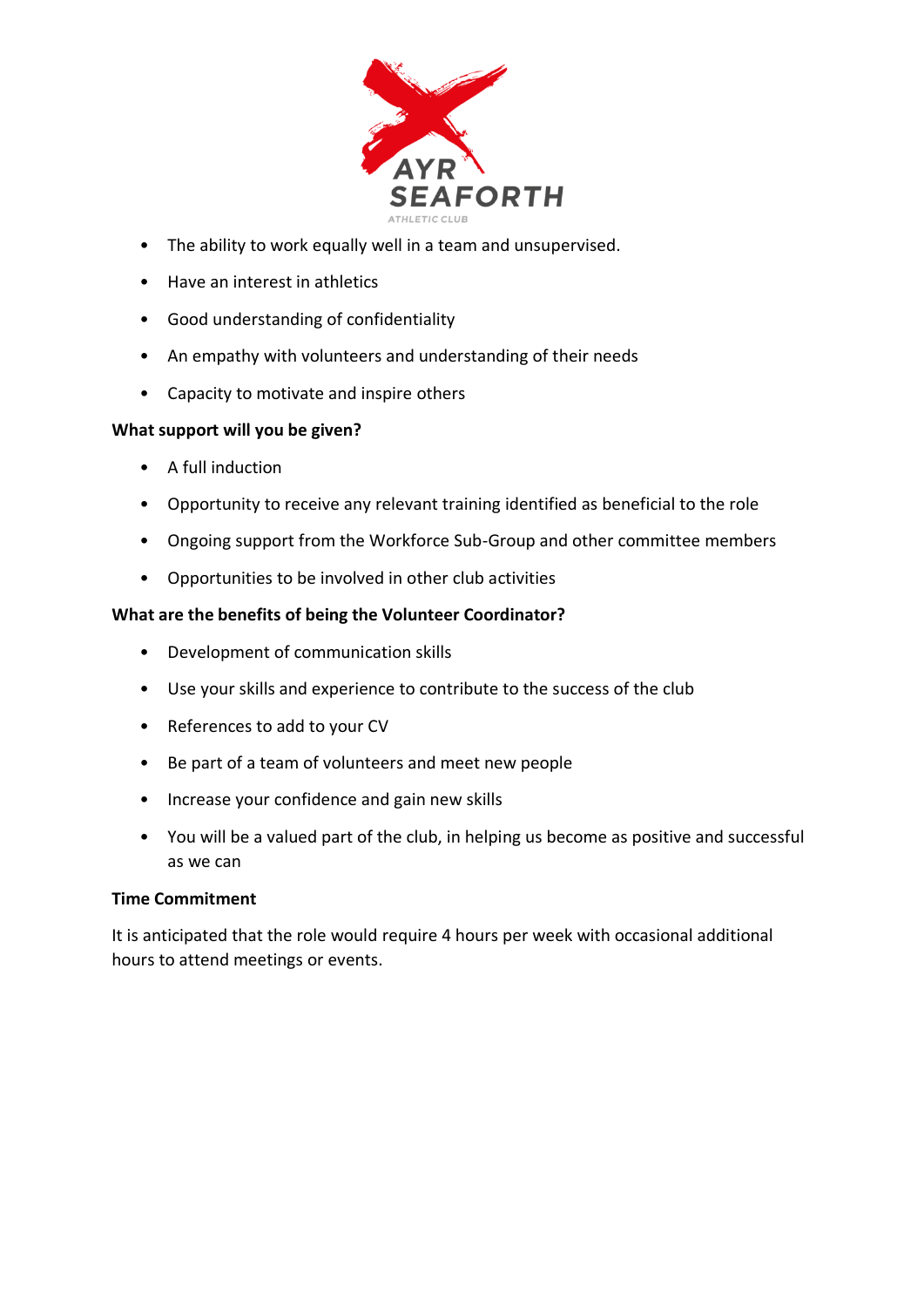- The ability to work equally well in a team and unsupervised.
- Have an interest in athletics
- Good understanding of confidentiality
- An empathy with volunteers and understanding of their needs
- Capacity to motivate and inspire others

**What support will you be given?**

- A full induction
- Opportunity to receive any relevant training identified as beneficial to the role
- Ongoing support from the Workforce Sub-Group and other committee members
- Opportunities to be involved in other club activities

**What are the benefits of being the Volunteer Coordinator?**

- Development of communication skills
- Use your skills and experience to contribute to the success of the club
- References to add to your CV
- Be part of a team of volunteers and meet new people
- Increase your confidence and gain new skills
- You will be a valued part of the club, in helping us become as positive and successful as we can

**Time Commitment**

It is anticipated that the role would require 4 hours per week with occasional additional hours to attend meetings or events.